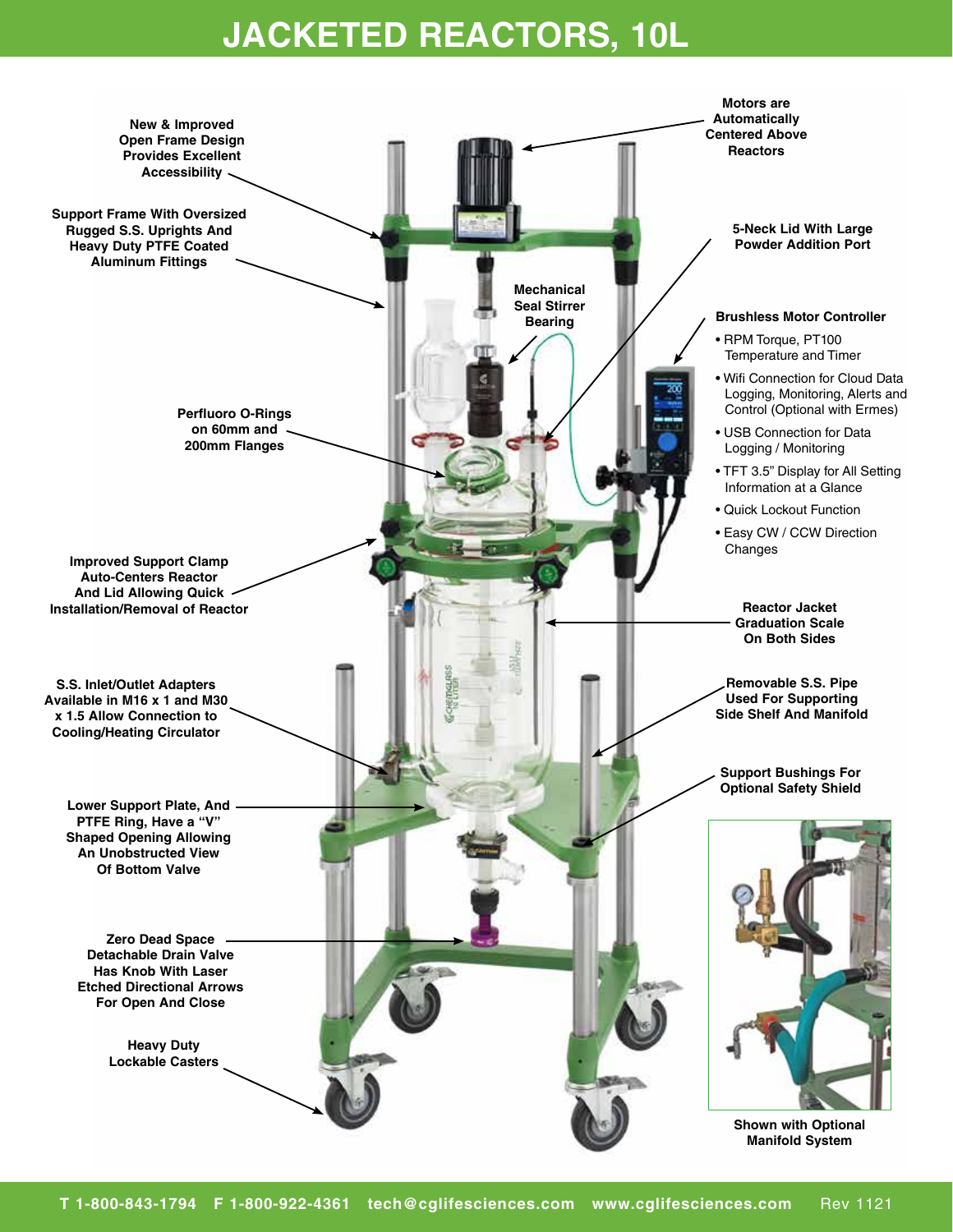# JACKETED REACTORS, 10L

**New & Improved Open Frame Design Provides Excellent Accessibility**

**Support Frame With Oversized Rugged S.S. Uprights And Heavy Duty PTFE Coated Aluminum Fittings**

**Motors are Automatically Centered Above Reactors**

**5-Neck Lid With Large Powder Addition Port**

**Mechanical Seal Stirrer Bearing**

**Brushless Motor Controller**

- RPM Torque, PT100 Temperature and Timer
- Wifi Connection for Cloud Data Logging, Monitoring, Alerts and Control (Optional with Ermes)
- USB Connection for Data Logging / Monitoring
- TFT 3.5" Display for All Setting Information at a Glance
- Quick Lockout Function
- Easy CW / CCW Direction Changes

**Perfluoro O-Rings on 60mm and 200mm Flanges**

**Improved Support Clamp Auto-Centers Reactor And Lid Allowing Quick Installation/Removal of Reactor**

**Reactor Jacket Graduation Scale On Both Sides**

**S.S. Inlet/Outlet Adapters Available in M16 x 1 and M30 x 1.5 Allow Connection to Cooling/Heating Circulator**

**Removable S.S. Pipe Used For Supporting Side Shelf And Manifold**

**Support Bushings For Optional Safety Shield**

**Lower Support Plate, And PTFE Ring, Have a "V" Shaped Opening Allowing An Unobstructed View Of Bottom Valve**

**Zero Dead Space Detachable Drain Valve Has Knob With Laser Etched Directional Arrows For Open And Close**

**Heavy Duty Lockable Casters**

**Shown with Optional Manifold System**

T 1-800-843-1794 F 1-800-922-4361 tech@cglifesciences.com www.cglifesciences.com Rev 1121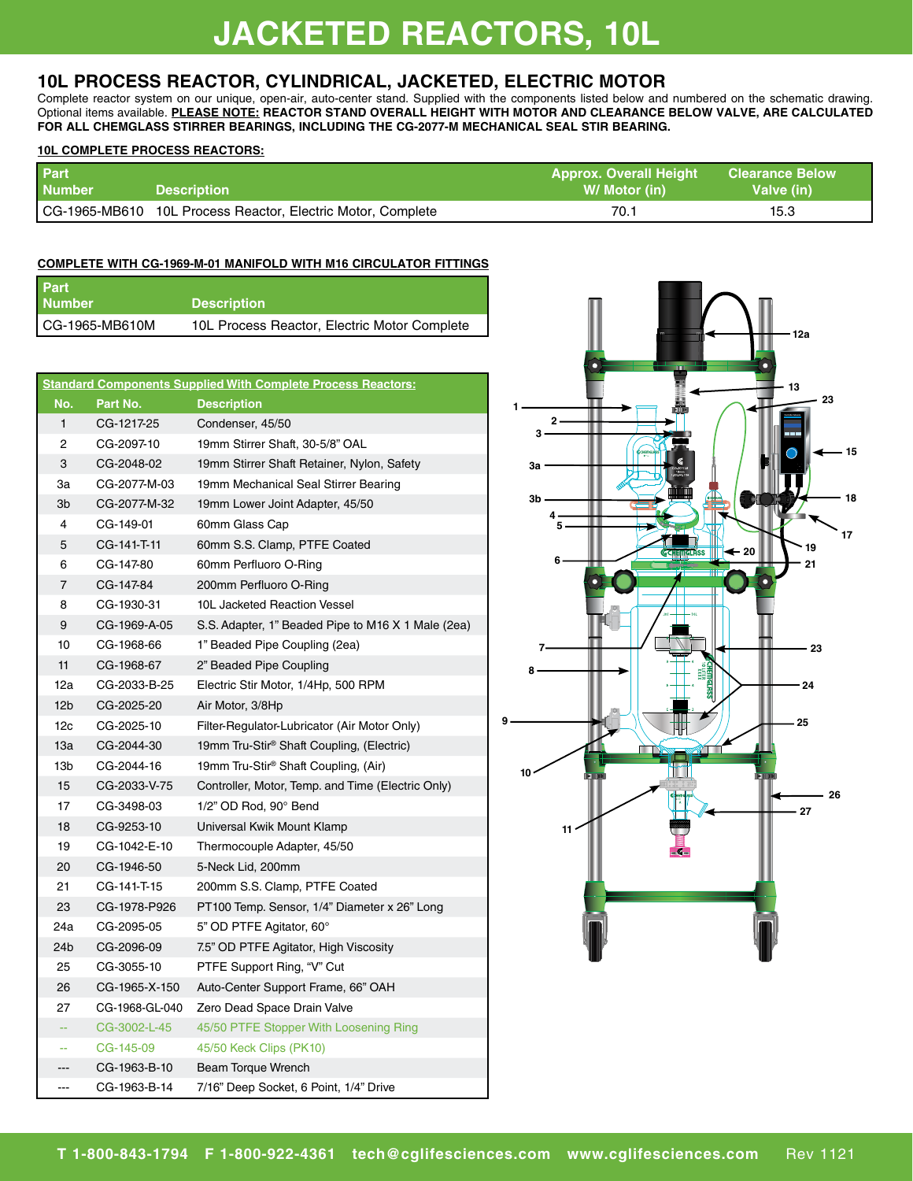# JACKETED REACTORS, 10L

## 10L PROCESS REACTOR, CYLINDRICAL, JACKETED, ELECTRIC MOTOR

Complete reactor system on our unique, open-air, auto-center stand. Supplied with the components listed below and numbered on the schematic drawing. Optional items available. **PLEASE NOTE: REACTOR STAND OVERALL HEIGHT WITH MOTOR AND CLEARANCE BELOW VALVE, ARE CALCULATED FOR ALL CHEMGLASS STIRRER BEARINGS, INCLUDING THE CG-2077-M MECHANICAL SEAL STIR BEARING.**

**10L COMPLETE PROCESS REACTORS:**

| Part Number | Description | Approx. Overall Height W/ Motor (in) | Clearance Below Valve (in) |
|---|---|---|---|
| CG-1965-MB610 | 10L Process Reactor, Electric Motor, Complete | 70.1 | 15.3 |

**COMPLETE WITH CG-1969-M-01 MANIFOLD WITH M16 CIRCULATOR FITTINGS**

| Part Number | Description |
|---|---|
| CG-1965-MB610M | 10L Process Reactor, Electric Motor Complete |

**Standard Components Supplied With Complete Process Reactors:**

| No. | Part No. | Description |
|---|---|---|
| 1 | CG-1217-25 | Condenser, 45/50 |
| 2 | CG-2097-10 | 19mm Stirrer Shaft, 30-5/8" OAL |
| 3 | CG-2048-02 | 19mm Stirrer Shaft Retainer, Nylon, Safety |
| 3a | CG-2077-M-03 | 19mm Mechanical Seal Stirrer Bearing |
| 3b | CG-2077-M-32 | 19mm Lower Joint Adapter, 45/50 |
| 4 | CG-149-01 | 60mm Glass Cap |
| 5 | CG-141-T-11 | 60mm S.S. Clamp, PTFE Coated |
| 6 | CG-147-80 | 60mm Perfluoro O-Ring |
| 7 | CG-147-84 | 200mm Perfluoro O-Ring |
| 8 | CG-1930-31 | 10L Jacketed Reaction Vessel |
| 9 | CG-1969-A-05 | S.S. Adapter, 1" Beaded Pipe to M16 X 1 Male (2ea) |
| 10 | CG-1968-66 | 1" Beaded Pipe Coupling (2ea) |
| 11 | CG-1968-67 | 2" Beaded Pipe Coupling |
| 12a | CG-2033-B-25 | Electric Stir Motor, 1/4Hp, 500 RPM |
| 12b | CG-2025-20 | Air Motor, 3/8Hp |
| 12c | CG-2025-10 | Filter-Regulator-Lubricator (Air Motor Only) |
| 13a | CG-2044-30 | 19mm Tru-Stir® Shaft Coupling, (Electric) |
| 13b | CG-2044-16 | 19mm Tru-Stir® Shaft Coupling, (Air) |
| 15 | CG-2033-V-75 | Controller, Motor, Temp. and Time (Electric Only) |
| 17 | CG-3498-03 | 1/2" OD Rod, 90° Bend |
| 18 | CG-9253-10 | Universal Kwik Mount Klamp |
| 19 | CG-1042-E-10 | Thermocouple Adapter, 45/50 |
| 20 | CG-1946-50 | 5-Neck Lid, 200mm |
| 21 | CG-141-T-15 | 200mm S.S. Clamp, PTFE Coated |
| 23 | CG-1978-P926 | PT100 Temp. Sensor, 1/4" Diameter x 26" Long |
| 24a | CG-2095-05 | 5" OD PTFE Agitator, 60° |
| 24b | CG-2096-09 | 7.5" OD PTFE Agitator, High Viscosity |
| 25 | CG-3055-10 | PTFE Support Ring, "V" Cut |
| 26 | CG-1965-X-150 | Auto-Center Support Frame, 66" OAH |
| 27 | CG-1968-GL-040 | Zero Dead Space Drain Valve |
| -- | CG-3002-L-45 | 45/50 PTFE Stopper With Loosening Ring |
| -- | CG-145-09 | 45/50 Keck Clips (PK10) |
| --- | CG-1963-B-10 | Beam Torque Wrench |
| --- | CG-1963-B-14 | 7/16" Deep Socket, 6 Point, 1/4" Drive |

1
2
3
3a
3b
4
5
6
7
8
9
10
11
12a
13
15
17
18
19
20
21
23
24
25
26
27

T 1-800-843-1794 F 1-800-922-4361 tech@cglifesciences.com www.cglifesciences.com Rev 1121